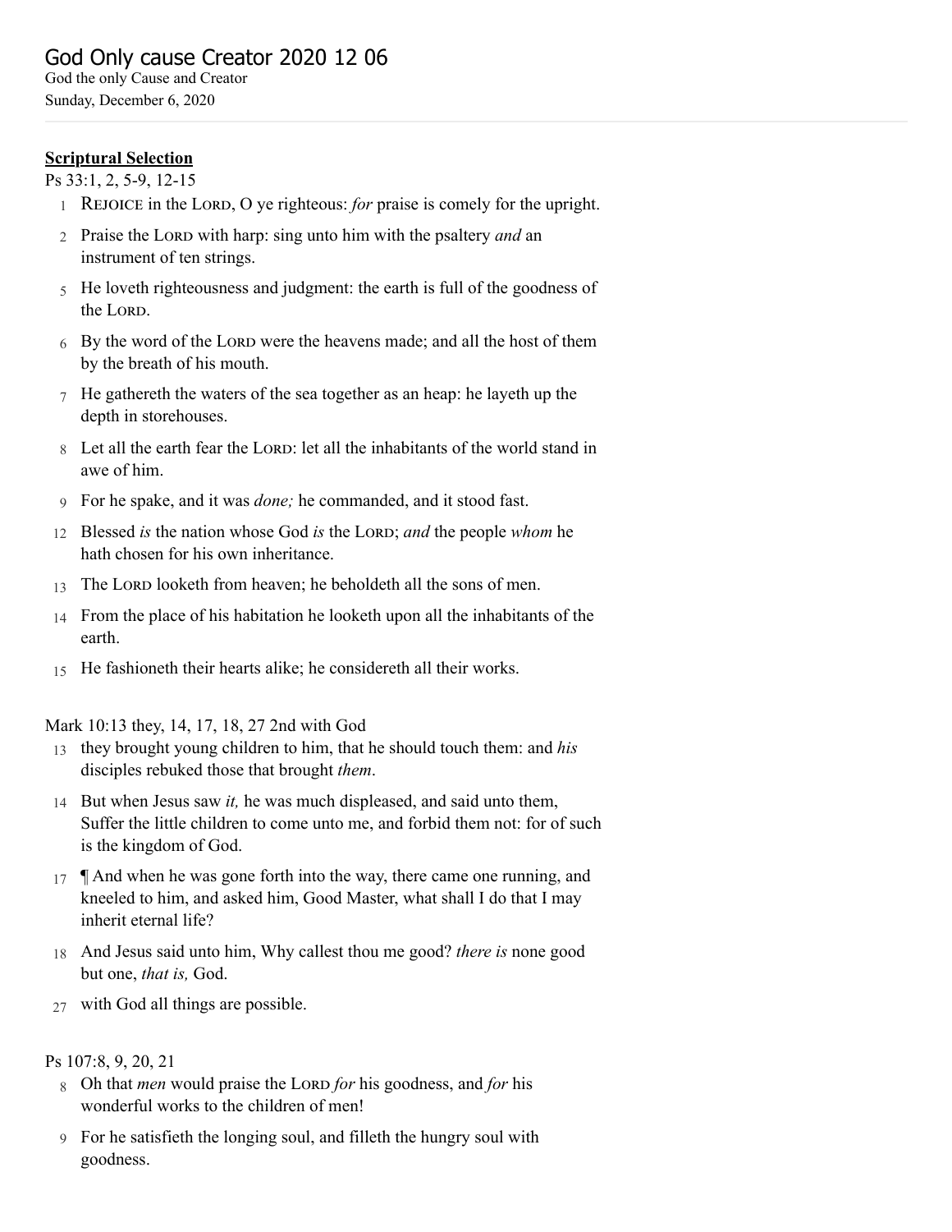# God Only cause Creator 2020 12 06

God the only Cause and Creator

Sunday, December 6, 2020

---

**Scriptural Selection**

Ps 33:1, 2, 5-9, 12-15

1 REJOICE in the LORD, O ye righteous: *for* praise is comely for the upright.

2 Praise the LORD with harp: sing unto him with the psaltery *and* an instrument of ten strings.

5 He loveth righteousness and judgment: the earth is full of the goodness of the LORD.

6 By the word of the LORD were the heavens made; and all the host of them by the breath of his mouth.

7 He gathereth the waters of the sea together as an heap: he layeth up the depth in storehouses.

8 Let all the earth fear the LORD: let all the inhabitants of the world stand in awe of him.

9 For he spake, and it was *done;* he commanded, and it stood fast.

12 Blessed *is* the nation whose God *is* the LORD; *and* the people *whom* he hath chosen for his own inheritance.

13 The LORD looketh from heaven; he beholdeth all the sons of men.

14 From the place of his habitation he looketh upon all the inhabitants of the earth.

15 He fashioneth their hearts alike; he considereth all their works.

Mark 10:13 they, 14, 17, 18, 27 2nd with God

13 they brought young children to him, that he should touch them: and *his* disciples rebuked those that brought *them*.

14 But when Jesus saw *it,* he was much displeased, and said unto them, Suffer the little children to come unto me, and forbid them not: for of such is the kingdom of God.

17 ¶ And when he was gone forth into the way, there came one running, and kneeled to him, and asked him, Good Master, what shall I do that I may inherit eternal life?

18 And Jesus said unto him, Why callest thou me good? *there is* none good but one, *that is,* God.

27 with God all things are possible.

Ps 107:8, 9, 20, 21

8 Oh that *men* would praise the LORD *for* his goodness, and *for* his wonderful works to the children of men!

9 For he satisfieth the longing soul, and filleth the hungry soul with goodness.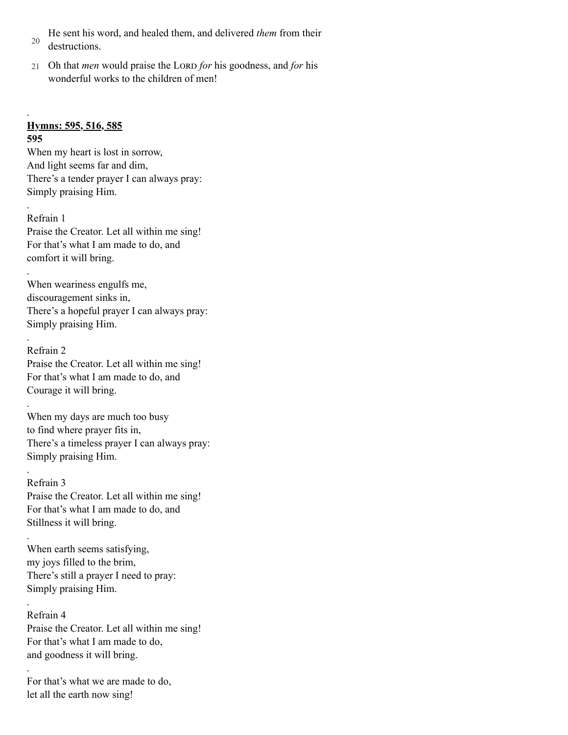20 He sent his word, and healed them, and delivered *them* from their destructions.

21 Oh that *men* would praise the LORD *for* his goodness, and *for* his wonderful works to the children of men!

.

**Hymns: 595, 516, 585**

**595**

When my heart is lost in sorrow,
And light seems far and dim,
There's a tender prayer I can always pray:
Simply praising Him.

.

Refrain 1
Praise the Creator. Let all within me sing!
For that's what I am made to do, and
comfort it will bring.

.

When weariness engulfs me,
discouragement sinks in,
There's a hopeful prayer I can always pray:
Simply praising Him.

.

Refrain 2
Praise the Creator. Let all within me sing!
For that's what I am made to do, and
Courage it will bring.

.

When my days are much too busy
to find where prayer fits in,
There's a timeless prayer I can always pray:
Simply praising Him.

.

Refrain 3
Praise the Creator. Let all within me sing!
For that's what I am made to do, and
Stillness it will bring.

.

When earth seems satisfying,
my joys filled to the brim,
There's still a prayer I need to pray:
Simply praising Him.

.

Refrain 4
Praise the Creator. Let all within me sing!
For that's what I am made to do,
and goodness it will bring.

.

For that's what we are made to do,
let all the earth now sing!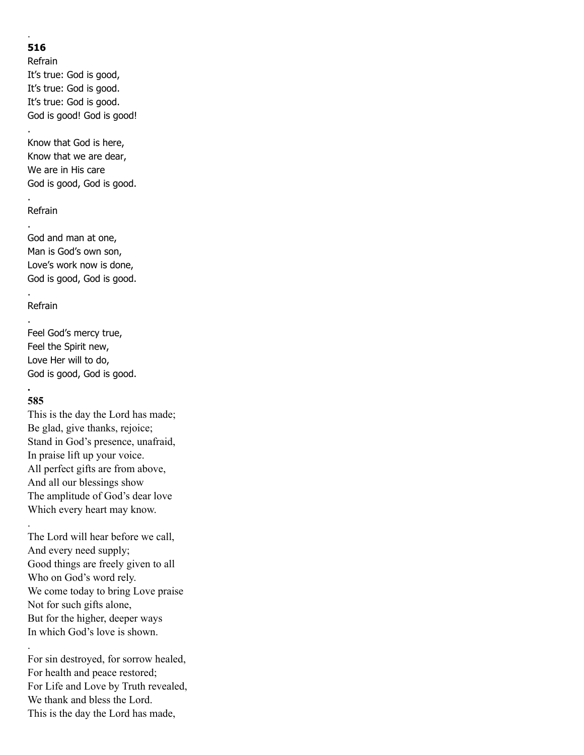.

**516**

Refrain
It's true: God is good,
It's true: God is good.
It's true: God is good.
God is good! God is good!

.

Know that God is here,
Know that we are dear,
We are in His care
God is good, God is good.

.

Refrain

.

God and man at one,
Man is God's own son,
Love's work now is done,
God is good, God is good.

.

Refrain

.

Feel God's mercy true,
Feel the Spirit new,
Love Her will to do,
God is good, God is good.

.

**585**

This is the day the Lord has made;
Be glad, give thanks, rejoice;
Stand in God's presence, unafraid,
In praise lift up your voice.
All perfect gifts are from above,
And all our blessings show
The amplitude of God's dear love
Which every heart may know.

.

The Lord will hear before we call,
And every need supply;
Good things are freely given to all
Who on God's word rely.
We come today to bring Love praise
Not for such gifts alone,
But for the higher, deeper ways
In which God's love is shown.

.

For sin destroyed, for sorrow healed,
For health and peace restored;
For Life and Love by Truth revealed,
We thank and bless the Lord.
This is the day the Lord has made,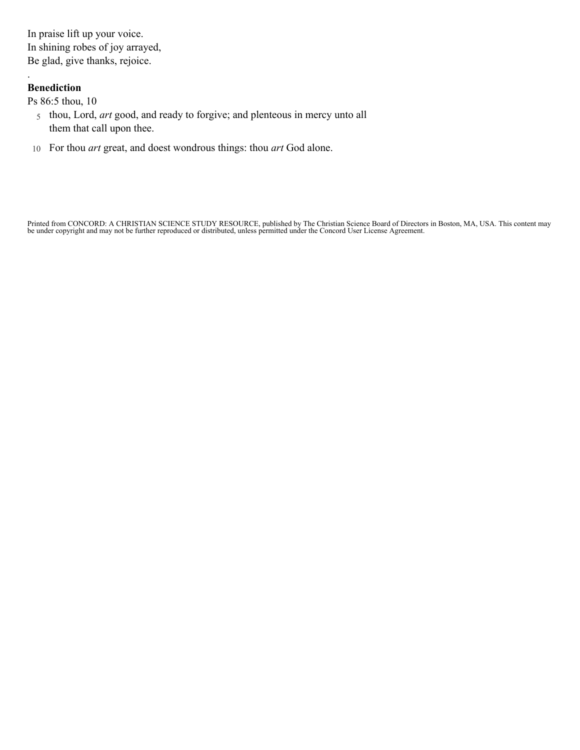In praise lift up your voice.
In shining robes of joy arrayed,
Be glad, give thanks, rejoice.

.

**Benediction**

Ps 86:5 thou, 10

5 thou, Lord, *art* good, and ready to forgive; and plenteous in mercy unto all them that call upon thee.

10 For thou *art* great, and doest wondrous things: thou *art* God alone.

Printed from CONCORD: A CHRISTIAN SCIENCE STUDY RESOURCE, published by The Christian Science Board of Directors in Boston, MA, USA. This content may be under copyright and may not be further reproduced or distributed, unless permitted under the Concord User License Agreement.